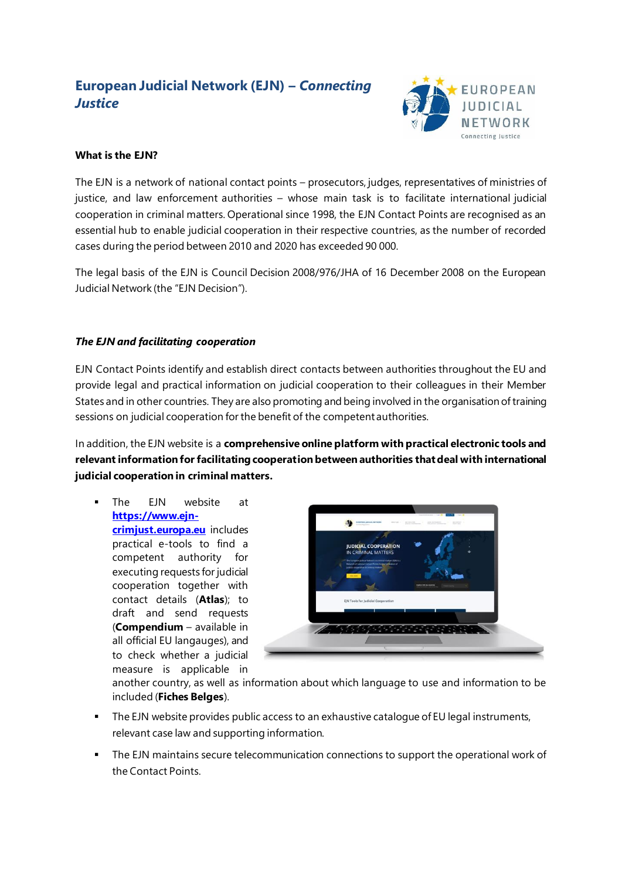# European Judicial Network (EJN) – *Connecting Justice*

**What is the EJN?**

The EJN is a network of national contact points – prosecutors, judges, representatives of ministries of justice, and law enforcement authorities – whose main task is to facilitate international judicial cooperation in criminal matters. Operational since 1998, the EJN Contact Points are recognised as an essential hub to enable judicial cooperation in their respective countries, as the number of recorded cases during the period between 2010 and 2020 has exceeded 90 000.

The legal basis of the EJN is Council Decision 2008/976/JHA of 16 December 2008 on the European Judicial Network (the "EJN Decision").

***The EJN and facilitating cooperation***

EJN Contact Points identify and establish direct contacts between authorities throughout the EU and provide legal and practical information on judicial cooperation to their colleagues in their Member States and in other countries. They are also promoting and being involved in the organisation of training sessions on judicial cooperation for the benefit of the competent authorities.

In addition, the EJN website is a **comprehensive online platform with practical electronic tools and relevant information for facilitating cooperation between authorities that deal with international judicial cooperation in criminal matters.**

- The EJN website at [https://www.ejn-crimjust.europa.eu](https://www.ejn-crimjust.europa.eu) includes practical e-tools to find a competent authority for executing requests for judicial cooperation together with contact details (**Atlas**); to draft and send requests (**Compendium** – available in all official EU langauges), and to check whether a judicial measure is applicable in another country, as well as information about which language to use and information to be included (**Fiches Belges**).
- The EJN website provides public access to an exhaustive catalogue of EU legal instruments, relevant case law and supporting information.
- The EJN maintains secure telecommunication connections to support the operational work of the Contact Points.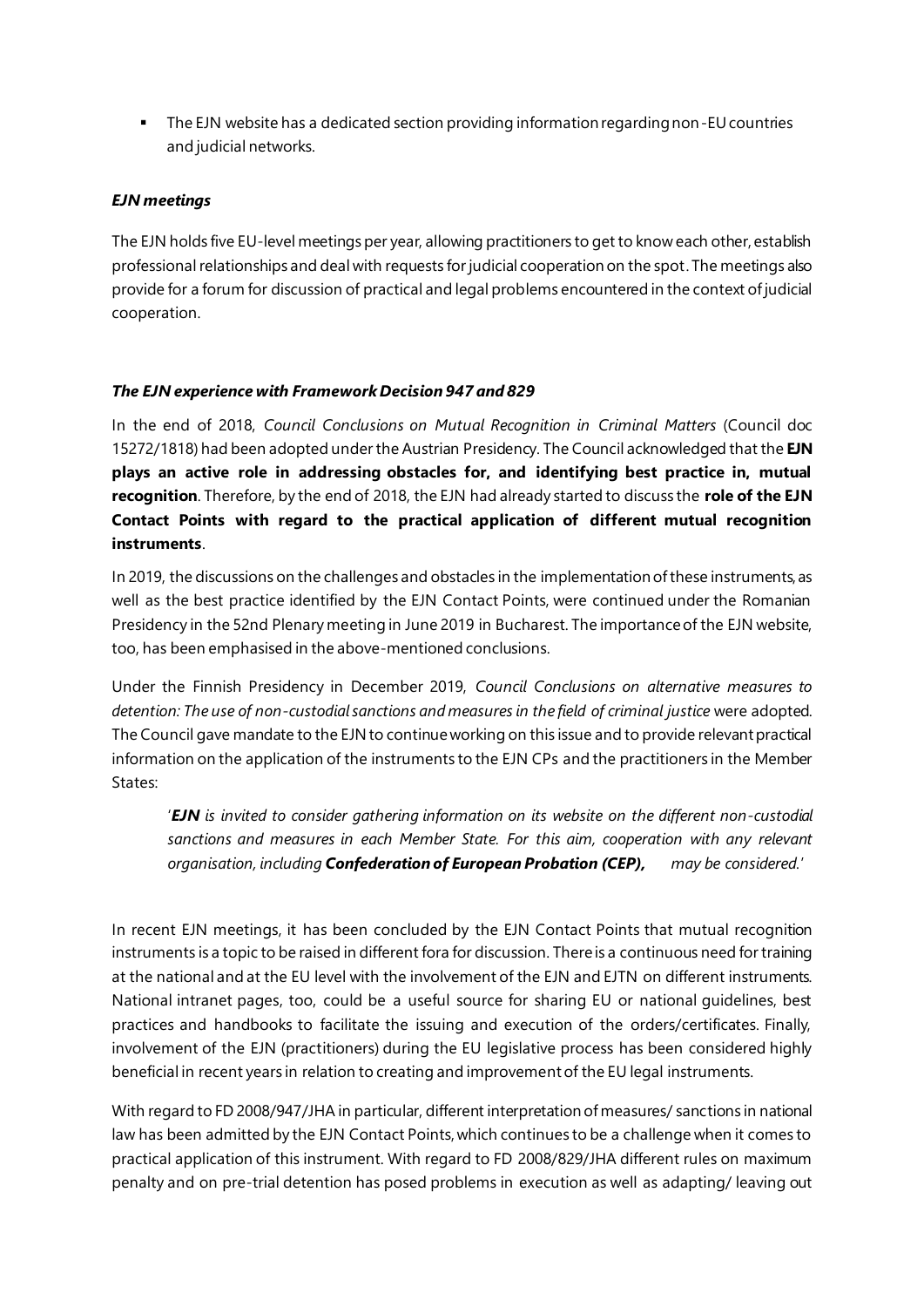- The EJN website has a dedicated section providing information regarding non-EU countries and judicial networks.

### *EJN meetings*

The EJN holds five EU-level meetings per year, allowing practitioners to get to know each other, establish professional relationships and deal with requests for judicial cooperation on the spot. The meetings also provide for a forum for discussion of practical and legal problems encountered in the context of judicial cooperation.

### *The EJN experience with Framework Decision 947 and 829*

In the end of 2018, *Council Conclusions on Mutual Recognition in Criminal Matters* (Council doc 15272/1818) had been adopted under the Austrian Presidency. The Council acknowledged that the **EJN plays an active role in addressing obstacles for, and identifying best practice in, mutual recognition**. Therefore, by the end of 2018, the EJN had already started to discuss the **role of the EJN Contact Points with regard to the practical application of different mutual recognition instruments**.

In 2019, the discussions on the challenges and obstacles in the implementation of these instruments, as well as the best practice identified by the EJN Contact Points, were continued under the Romanian Presidency in the 52nd Plenary meeting in June 2019 in Bucharest. The importance of the EJN website, too, has been emphasised in the above-mentioned conclusions.

Under the Finnish Presidency in December 2019, *Council Conclusions on alternative measures to detention: The use of non-custodial sanctions and measures in the field of criminal justice* were adopted. The Council gave mandate to the EJN to continue working on this issue and to provide relevant practical information on the application of the instruments to the EJN CPs and the practitioners in the Member States:

> '***EJN*** *is invited to consider gathering information on its website on the different non-custodial sanctions and measures in each Member State. For this aim, cooperation with any relevant organisation, including* ***Confederation of European Probation (CEP),*** *may be considered.*'

In recent EJN meetings, it has been concluded by the EJN Contact Points that mutual recognition instruments is a topic to be raised in different fora for discussion. There is a continuous need for training at the national and at the EU level with the involvement of the EJN and EJTN on different instruments. National intranet pages, too, could be a useful source for sharing EU or national guidelines, best practices and handbooks to facilitate the issuing and execution of the orders/certificates. Finally, involvement of the EJN (practitioners) during the EU legislative process has been considered highly beneficial in recent years in relation to creating and improvement of the EU legal instruments.

With regard to FD 2008/947/JHA in particular, different interpretation of measures/ sanctions in national law has been admitted by the EJN Contact Points, which continues to be a challenge when it comes to practical application of this instrument. With regard to FD 2008/829/JHA different rules on maximum penalty and on pre-trial detention has posed problems in execution as well as adapting/ leaving out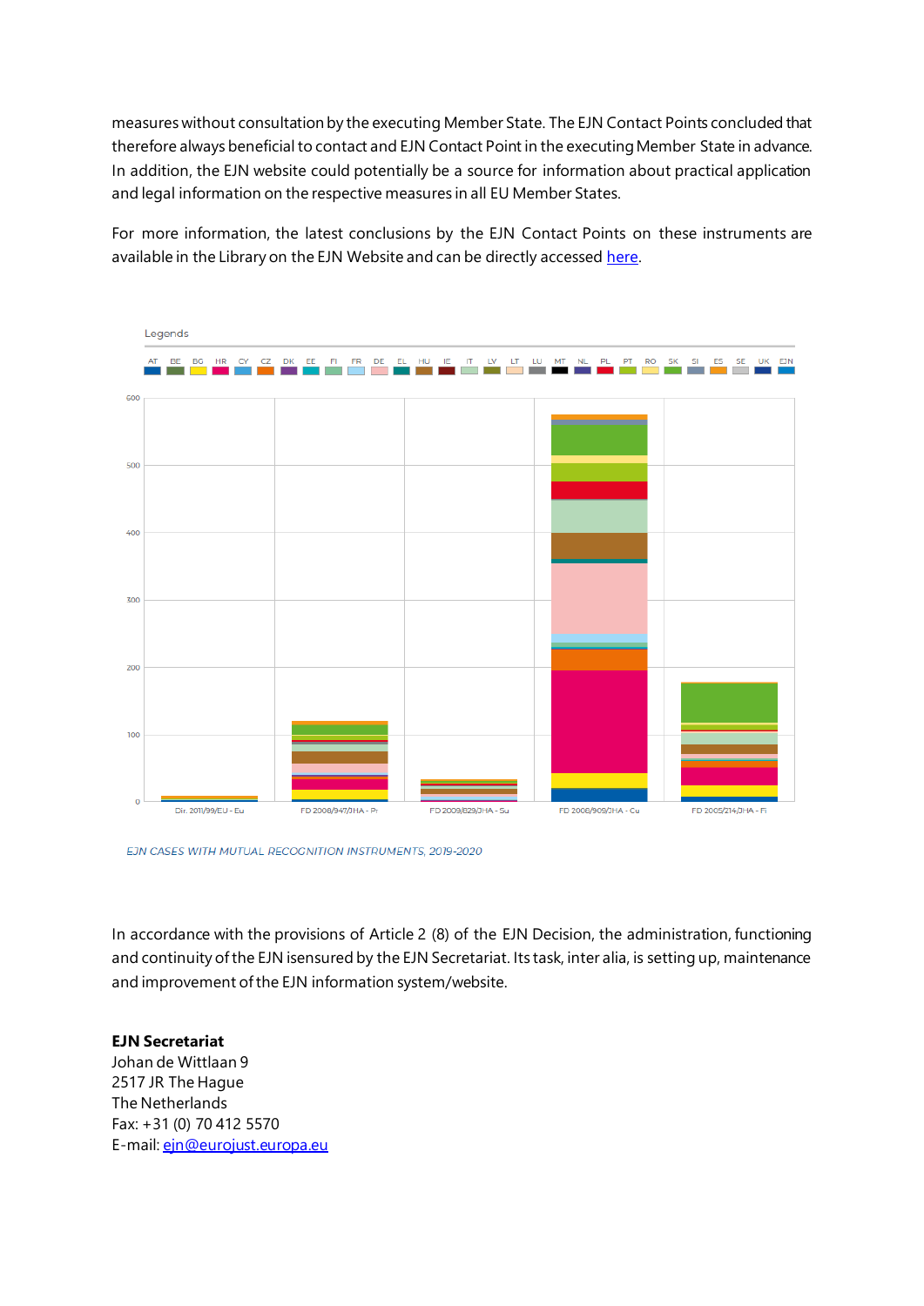measures without consultation by the executing Member State. The EJN Contact Points concluded that therefore always beneficial to contact and EJN Contact Point in the executing Member State in advance. In addition, the EJN website could potentially be a source for information about practical application and legal information on the respective measures in all EU Member States.

For more information, the latest conclusions by the EJN Contact Points on these instruments are available in the Library on the EJN Website and can be directly accessed here.

Legends

AT BE BG HR CY CZ DK EE FI FR DE EL HU IE IT LV LT LU MT NL PL PT RO SK SI ES SE UK EJN

600
500
400
300
200
100
0

Dir. 2011/99/EU - Eu
FD 2008/947/JHA - Pr
FD 2009/829/JHA - Su
FD 2008/909/JHA - Cu
FD 2005/214/JHA - Fi

*EJN CASES WITH MUTUAL RECOGNITION INSTRUMENTS, 2019-2020*

In accordance with the provisions of Article 2 (8) of the EJN Decision, the administration, functioning and continuity of the EJN isensured by the EJN Secretariat. Its task, inter alia, is setting up, maintenance and improvement of the EJN information system/website.

**EJN Secretariat**
Johan de Wittlaan 9
2517 JR The Hague
The Netherlands
Fax: +31 (0) 70 412 5570
E-mail: ejn@eurojust.europa.eu